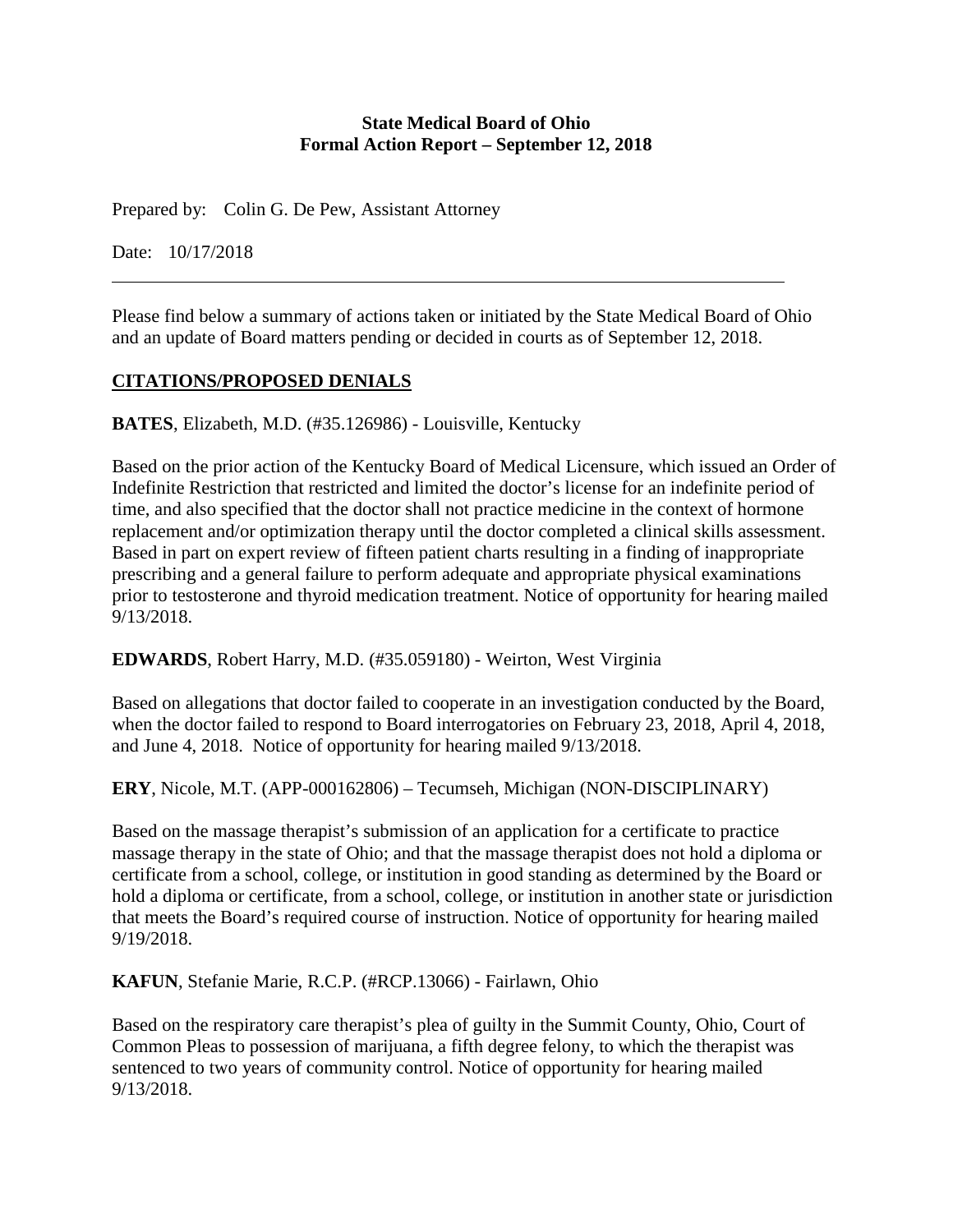**State Medical Board of Ohio**
**Formal Action Report – September 12, 2018**

Prepared by: Colin G. De Pew, Assistant Attorney

Date: 10/17/2018

---

Please find below a summary of actions taken or initiated by the State Medical Board of Ohio and an update of Board matters pending or decided in courts as of September 12, 2018.

## CITATIONS/PROPOSED DENIALS

**BATES**, Elizabeth, M.D. (#35.126986) - Louisville, Kentucky

Based on the prior action of the Kentucky Board of Medical Licensure, which issued an Order of Indefinite Restriction that restricted and limited the doctor's license for an indefinite period of time, and also specified that the doctor shall not practice medicine in the context of hormone replacement and/or optimization therapy until the doctor completed a clinical skills assessment. Based in part on expert review of fifteen patient charts resulting in a finding of inappropriate prescribing and a general failure to perform adequate and appropriate physical examinations prior to testosterone and thyroid medication treatment. Notice of opportunity for hearing mailed 9/13/2018.

**EDWARDS**, Robert Harry, M.D. (#35.059180) - Weirton, West Virginia

Based on allegations that doctor failed to cooperate in an investigation conducted by the Board, when the doctor failed to respond to Board interrogatories on February 23, 2018, April 4, 2018, and June 4, 2018. Notice of opportunity for hearing mailed 9/13/2018.

**ERY**, Nicole, M.T. (APP-000162806) – Tecumseh, Michigan (NON-DISCIPLINARY)

Based on the massage therapist's submission of an application for a certificate to practice massage therapy in the state of Ohio; and that the massage therapist does not hold a diploma or certificate from a school, college, or institution in good standing as determined by the Board or hold a diploma or certificate, from a school, college, or institution in another state or jurisdiction that meets the Board's required course of instruction. Notice of opportunity for hearing mailed 9/19/2018.

**KAFUN**, Stefanie Marie, R.C.P. (#RCP.13066) - Fairlawn, Ohio

Based on the respiratory care therapist's plea of guilty in the Summit County, Ohio, Court of Common Pleas to possession of marijuana, a fifth degree felony, to which the therapist was sentenced to two years of community control. Notice of opportunity for hearing mailed 9/13/2018.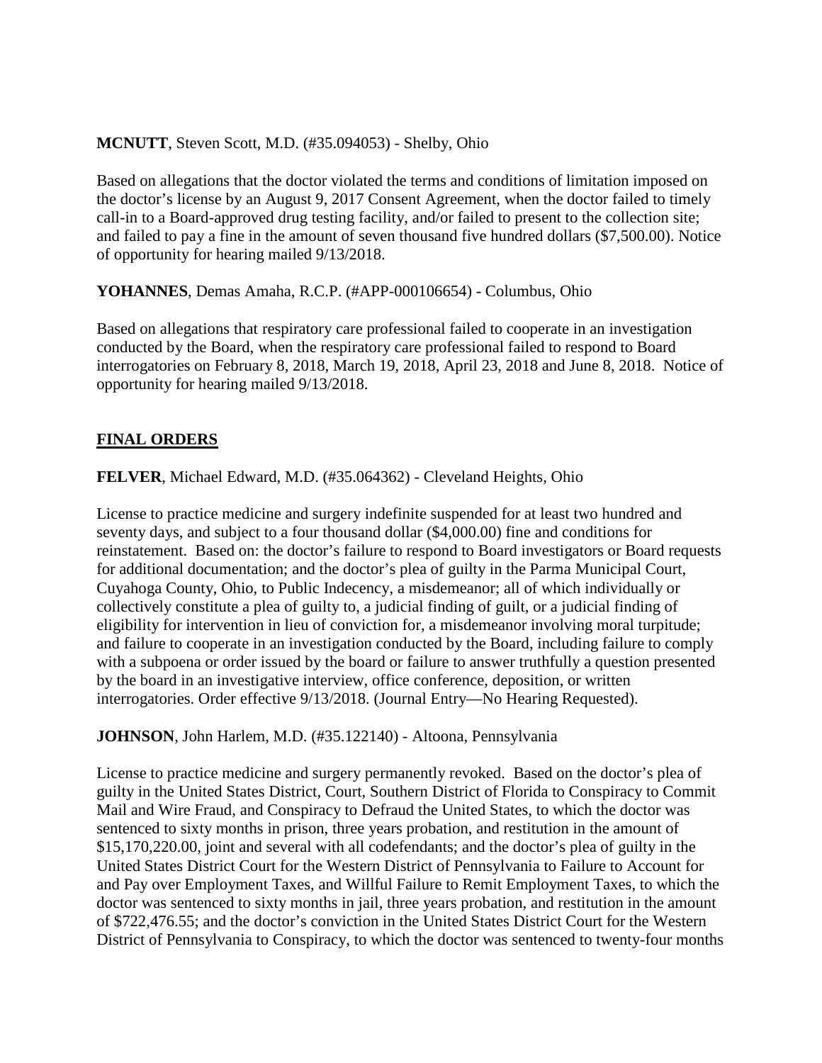**MCNUTT**, Steven Scott, M.D. (#35.094053) - Shelby, Ohio

Based on allegations that the doctor violated the terms and conditions of limitation imposed on the doctor's license by an August 9, 2017 Consent Agreement, when the doctor failed to timely call-in to a Board-approved drug testing facility, and/or failed to present to the collection site; and failed to pay a fine in the amount of seven thousand five hundred dollars ($7,500.00). Notice of opportunity for hearing mailed 9/13/2018.

**YOHANNES**, Demas Amaha, R.C.P. (#APP-000106654) - Columbus, Ohio

Based on allegations that respiratory care professional failed to cooperate in an investigation conducted by the Board, when the respiratory care professional failed to respond to Board interrogatories on February 8, 2018, March 19, 2018, April 23, 2018 and June 8, 2018. Notice of opportunity for hearing mailed 9/13/2018.

## FINAL ORDERS

**FELVER**, Michael Edward, M.D. (#35.064362) - Cleveland Heights, Ohio

License to practice medicine and surgery indefinite suspended for at least two hundred and seventy days, and subject to a four thousand dollar ($4,000.00) fine and conditions for reinstatement. Based on: the doctor's failure to respond to Board investigators or Board requests for additional documentation; and the doctor's plea of guilty in the Parma Municipal Court, Cuyahoga County, Ohio, to Public Indecency, a misdemeanor; all of which individually or collectively constitute a plea of guilty to, a judicial finding of guilt, or a judicial finding of eligibility for intervention in lieu of conviction for, a misdemeanor involving moral turpitude; and failure to cooperate in an investigation conducted by the Board, including failure to comply with a subpoena or order issued by the board or failure to answer truthfully a question presented by the board in an investigative interview, office conference, deposition, or written interrogatories. Order effective 9/13/2018. (Journal Entry—No Hearing Requested).

**JOHNSON**, John Harlem, M.D. (#35.122140) - Altoona, Pennsylvania

License to practice medicine and surgery permanently revoked. Based on the doctor's plea of guilty in the United States District, Court, Southern District of Florida to Conspiracy to Commit Mail and Wire Fraud, and Conspiracy to Defraud the United States, to which the doctor was sentenced to sixty months in prison, three years probation, and restitution in the amount of $15,170,220.00, joint and several with all codefendants; and the doctor's plea of guilty in the United States District Court for the Western District of Pennsylvania to Failure to Account for and Pay over Employment Taxes, and Willful Failure to Remit Employment Taxes, to which the doctor was sentenced to sixty months in jail, three years probation, and restitution in the amount of $722,476.55; and the doctor's conviction in the United States District Court for the Western District of Pennsylvania to Conspiracy, to which the doctor was sentenced to twenty-four months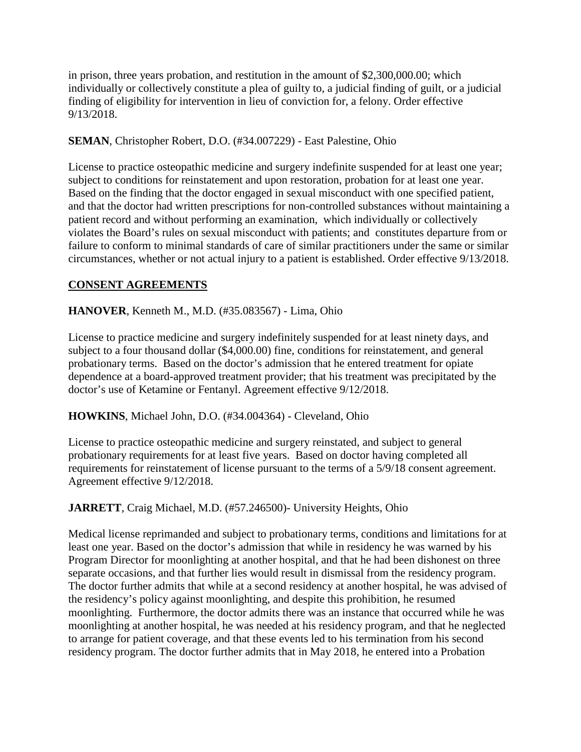in prison, three years probation, and restitution in the amount of $2,300,000.00; which individually or collectively constitute a plea of guilty to, a judicial finding of guilt, or a judicial finding of eligibility for intervention in lieu of conviction for, a felony. Order effective 9/13/2018.

**SEMAN**, Christopher Robert, D.O. (#34.007229) - East Palestine, Ohio

License to practice osteopathic medicine and surgery indefinite suspended for at least one year; subject to conditions for reinstatement and upon restoration, probation for at least one year. Based on the finding that the doctor engaged in sexual misconduct with one specified patient, and that the doctor had written prescriptions for non-controlled substances without maintaining a patient record and without performing an examination, which individually or collectively violates the Board's rules on sexual misconduct with patients; and constitutes departure from or failure to conform to minimal standards of care of similar practitioners under the same or similar circumstances, whether or not actual injury to a patient is established. Order effective 9/13/2018.

## CONSENT AGREEMENTS

**HANOVER**, Kenneth M., M.D. (#35.083567) - Lima, Ohio

License to practice medicine and surgery indefinitely suspended for at least ninety days, and subject to a four thousand dollar ($4,000.00) fine, conditions for reinstatement, and general probationary terms. Based on the doctor's admission that he entered treatment for opiate dependence at a board-approved treatment provider; that his treatment was precipitated by the doctor's use of Ketamine or Fentanyl. Agreement effective 9/12/2018.

**HOWKINS**, Michael John, D.O. (#34.004364) - Cleveland, Ohio

License to practice osteopathic medicine and surgery reinstated, and subject to general probationary requirements for at least five years. Based on doctor having completed all requirements for reinstatement of license pursuant to the terms of a 5/9/18 consent agreement. Agreement effective 9/12/2018.

**JARRETT**, Craig Michael, M.D. (#57.246500)- University Heights, Ohio

Medical license reprimanded and subject to probationary terms, conditions and limitations for at least one year. Based on the doctor's admission that while in residency he was warned by his Program Director for moonlighting at another hospital, and that he had been dishonest on three separate occasions, and that further lies would result in dismissal from the residency program. The doctor further admits that while at a second residency at another hospital, he was advised of the residency's policy against moonlighting, and despite this prohibition, he resumed moonlighting. Furthermore, the doctor admits there was an instance that occurred while he was moonlighting at another hospital, he was needed at his residency program, and that he neglected to arrange for patient coverage, and that these events led to his termination from his second residency program. The doctor further admits that in May 2018, he entered into a Probation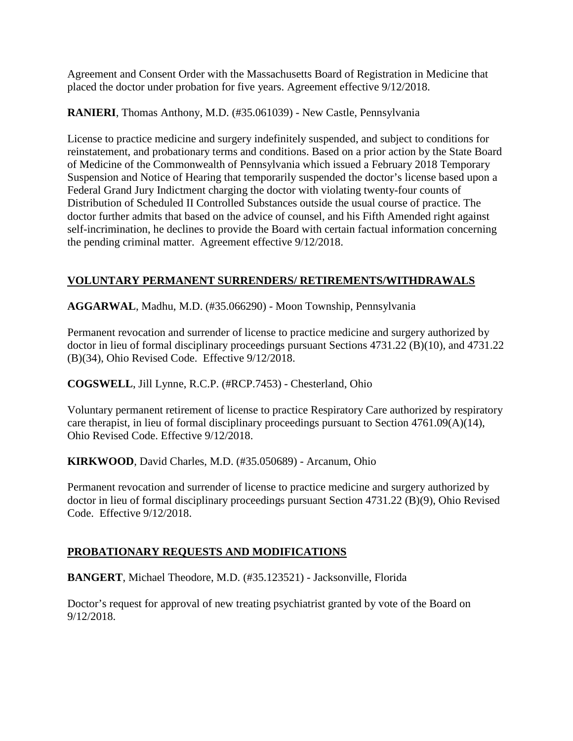Agreement and Consent Order with the Massachusetts Board of Registration in Medicine that placed the doctor under probation for five years. Agreement effective 9/12/2018.

**RANIERI**, Thomas Anthony, M.D. (#35.061039) - New Castle, Pennsylvania

License to practice medicine and surgery indefinitely suspended, and subject to conditions for reinstatement, and probationary terms and conditions. Based on a prior action by the State Board of Medicine of the Commonwealth of Pennsylvania which issued a February 2018 Temporary Suspension and Notice of Hearing that temporarily suspended the doctor's license based upon a Federal Grand Jury Indictment charging the doctor with violating twenty-four counts of Distribution of Scheduled II Controlled Substances outside the usual course of practice. The doctor further admits that based on the advice of counsel, and his Fifth Amended right against self-incrimination, he declines to provide the Board with certain factual information concerning the pending criminal matter. Agreement effective 9/12/2018.

## VOLUNTARY PERMANENT SURRENDERS/ RETIREMENTS/WITHDRAWALS

**AGGARWAL**, Madhu, M.D. (#35.066290) - Moon Township, Pennsylvania

Permanent revocation and surrender of license to practice medicine and surgery authorized by doctor in lieu of formal disciplinary proceedings pursuant Sections 4731.22 (B)(10), and 4731.22 (B)(34), Ohio Revised Code. Effective 9/12/2018.

**COGSWELL**, Jill Lynne, R.C.P. (#RCP.7453) - Chesterland, Ohio

Voluntary permanent retirement of license to practice Respiratory Care authorized by respiratory care therapist, in lieu of formal disciplinary proceedings pursuant to Section 4761.09(A)(14), Ohio Revised Code. Effective 9/12/2018.

**KIRKWOOD**, David Charles, M.D. (#35.050689) - Arcanum, Ohio

Permanent revocation and surrender of license to practice medicine and surgery authorized by doctor in lieu of formal disciplinary proceedings pursuant Section 4731.22 (B)(9), Ohio Revised Code. Effective 9/12/2018.

## PROBATIONARY REQUESTS AND MODIFICATIONS

**BANGERT**, Michael Theodore, M.D. (#35.123521) - Jacksonville, Florida

Doctor's request for approval of new treating psychiatrist granted by vote of the Board on 9/12/2018.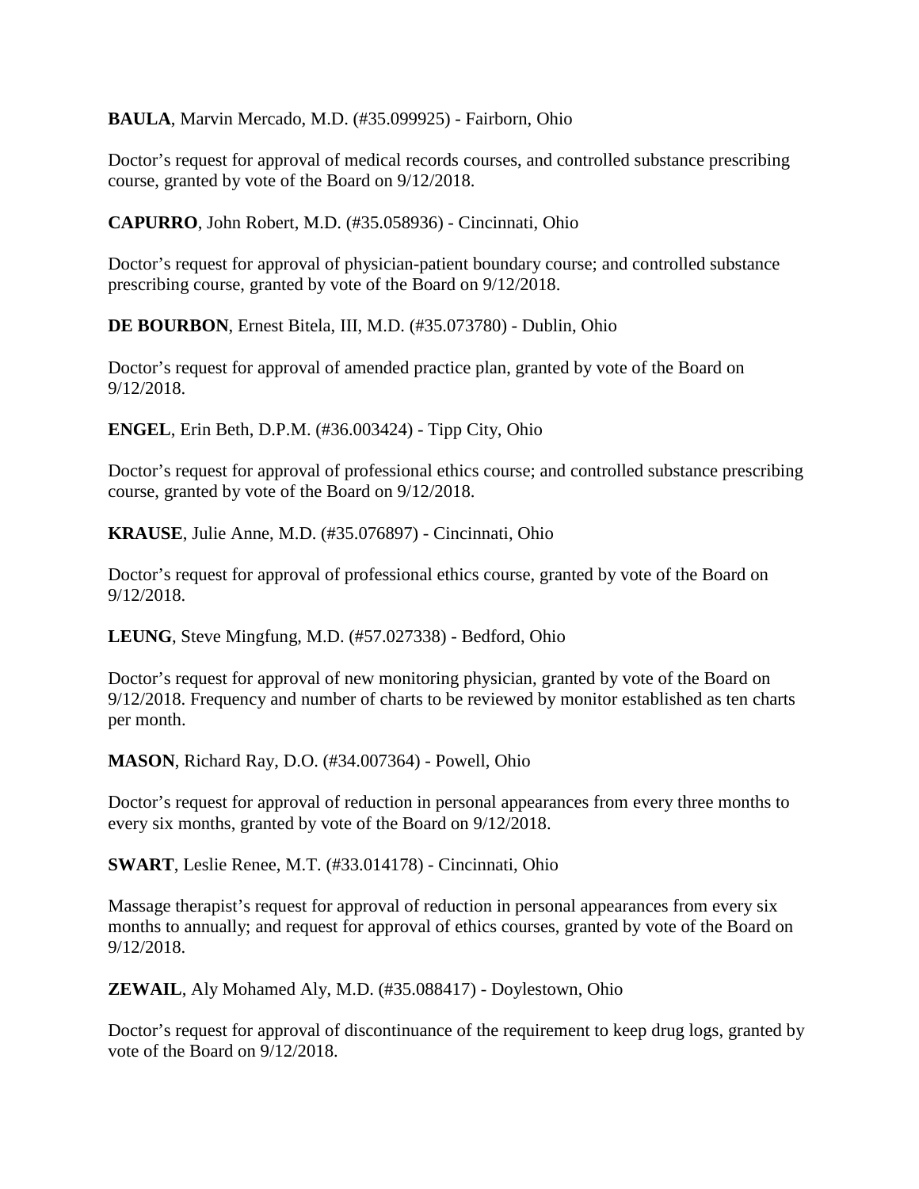**BAULA**, Marvin Mercado, M.D. (#35.099925) - Fairborn, Ohio

Doctor's request for approval of medical records courses, and controlled substance prescribing course, granted by vote of the Board on 9/12/2018.

**CAPURRO**, John Robert, M.D. (#35.058936) - Cincinnati, Ohio

Doctor's request for approval of physician-patient boundary course; and controlled substance prescribing course, granted by vote of the Board on 9/12/2018.

**DE BOURBON**, Ernest Bitela, III, M.D. (#35.073780) - Dublin, Ohio

Doctor's request for approval of amended practice plan, granted by vote of the Board on 9/12/2018.

**ENGEL**, Erin Beth, D.P.M. (#36.003424) - Tipp City, Ohio

Doctor's request for approval of professional ethics course; and controlled substance prescribing course, granted by vote of the Board on 9/12/2018.

**KRAUSE**, Julie Anne, M.D. (#35.076897) - Cincinnati, Ohio

Doctor's request for approval of professional ethics course, granted by vote of the Board on 9/12/2018.

**LEUNG**, Steve Mingfung, M.D. (#57.027338) - Bedford, Ohio

Doctor's request for approval of new monitoring physician, granted by vote of the Board on 9/12/2018. Frequency and number of charts to be reviewed by monitor established as ten charts per month.

**MASON**, Richard Ray, D.O. (#34.007364) - Powell, Ohio

Doctor's request for approval of reduction in personal appearances from every three months to every six months, granted by vote of the Board on 9/12/2018.

**SWART**, Leslie Renee, M.T. (#33.014178) - Cincinnati, Ohio

Massage therapist's request for approval of reduction in personal appearances from every six months to annually; and request for approval of ethics courses, granted by vote of the Board on 9/12/2018.

**ZEWAIL**, Aly Mohamed Aly, M.D. (#35.088417) - Doylestown, Ohio

Doctor's request for approval of discontinuance of the requirement to keep drug logs, granted by vote of the Board on 9/12/2018.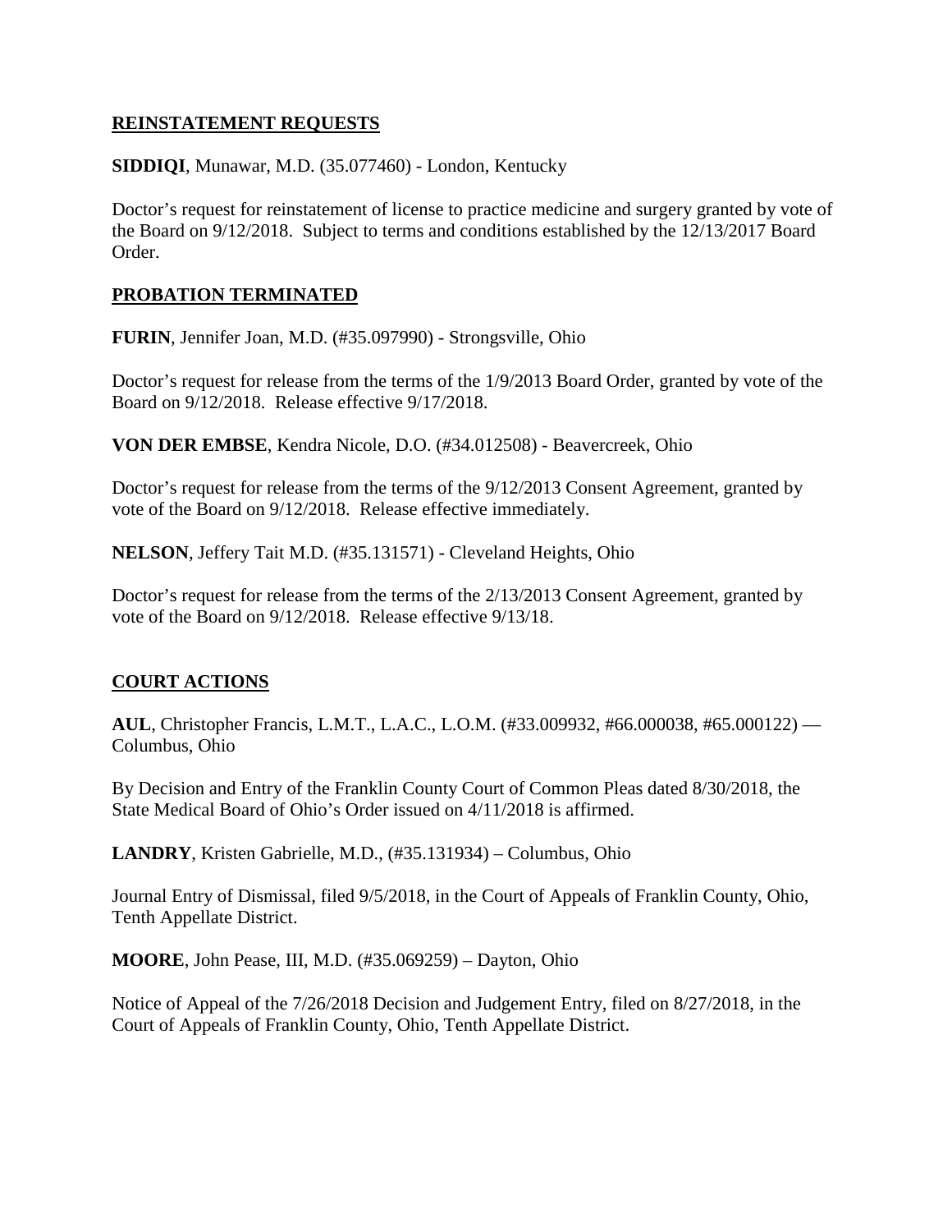## REINSTATEMENT REQUESTS

**SIDDIQI**, Munawar, M.D. (35.077460) - London, Kentucky

Doctor's request for reinstatement of license to practice medicine and surgery granted by vote of the Board on 9/12/2018. Subject to terms and conditions established by the 12/13/2017 Board Order.

## PROBATION TERMINATED

**FURIN**, Jennifer Joan, M.D. (#35.097990) - Strongsville, Ohio

Doctor's request for release from the terms of the 1/9/2013 Board Order, granted by vote of the Board on 9/12/2018. Release effective 9/17/2018.

**VON DER EMBSE**, Kendra Nicole, D.O. (#34.012508) - Beavercreek, Ohio

Doctor's request for release from the terms of the 9/12/2013 Consent Agreement, granted by vote of the Board on 9/12/2018. Release effective immediately.

**NELSON**, Jeffery Tait M.D. (#35.131571) - Cleveland Heights, Ohio

Doctor's request for release from the terms of the 2/13/2013 Consent Agreement, granted by vote of the Board on 9/12/2018. Release effective 9/13/18.

## COURT ACTIONS

**AUL**, Christopher Francis, L.M.T., L.A.C., L.O.M. (#33.009932, #66.000038, #65.000122) — Columbus, Ohio

By Decision and Entry of the Franklin County Court of Common Pleas dated 8/30/2018, the State Medical Board of Ohio's Order issued on 4/11/2018 is affirmed.

**LANDRY**, Kristen Gabrielle, M.D., (#35.131934) – Columbus, Ohio

Journal Entry of Dismissal, filed 9/5/2018, in the Court of Appeals of Franklin County, Ohio, Tenth Appellate District.

**MOORE**, John Pease, III, M.D. (#35.069259) – Dayton, Ohio

Notice of Appeal of the 7/26/2018 Decision and Judgement Entry, filed on 8/27/2018, in the Court of Appeals of Franklin County, Ohio, Tenth Appellate District.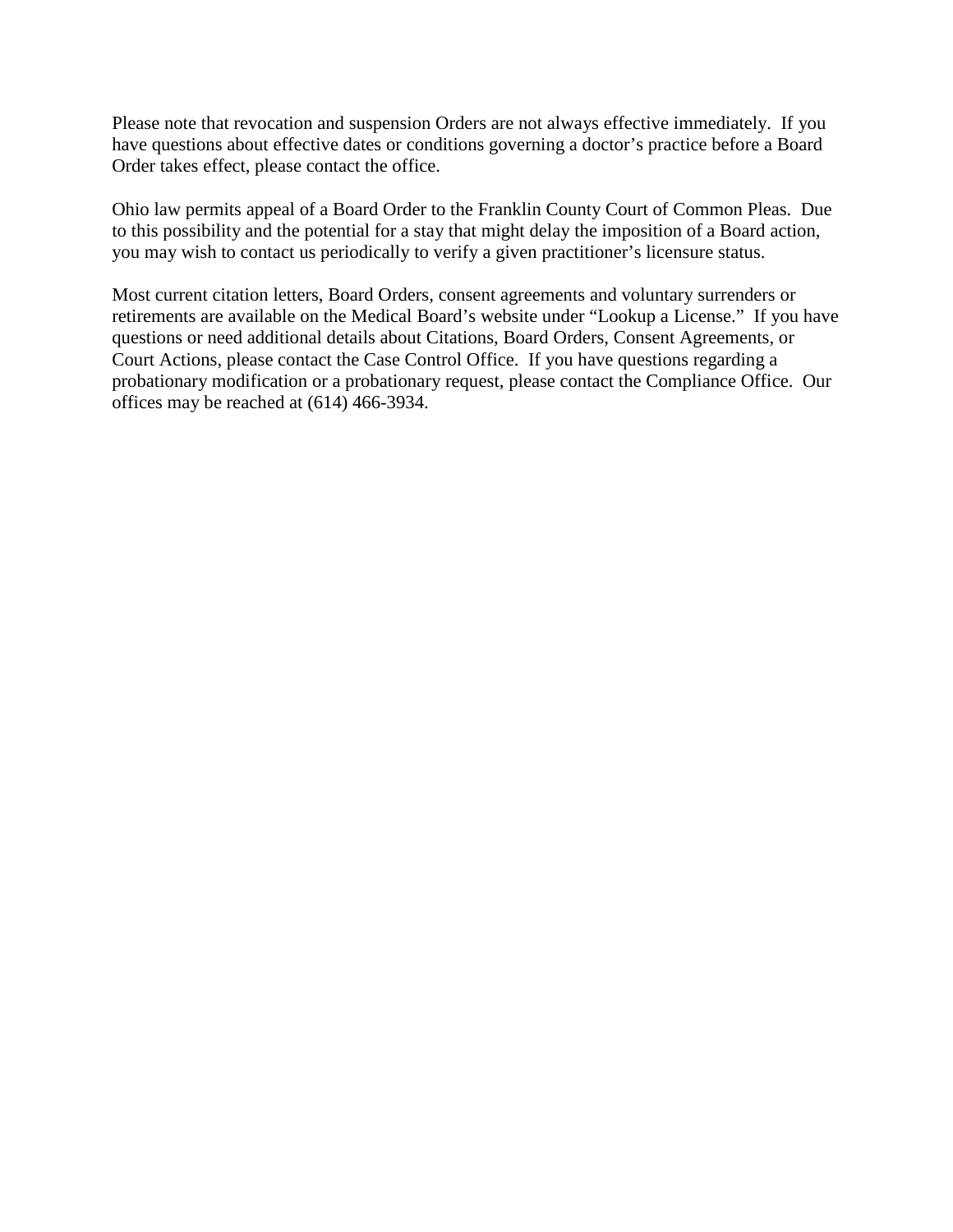Please note that revocation and suspension Orders are not always effective immediately. If you have questions about effective dates or conditions governing a doctor's practice before a Board Order takes effect, please contact the office.

Ohio law permits appeal of a Board Order to the Franklin County Court of Common Pleas. Due to this possibility and the potential for a stay that might delay the imposition of a Board action, you may wish to contact us periodically to verify a given practitioner's licensure status.

Most current citation letters, Board Orders, consent agreements and voluntary surrenders or retirements are available on the Medical Board's website under "Lookup a License." If you have questions or need additional details about Citations, Board Orders, Consent Agreements, or Court Actions, please contact the Case Control Office. If you have questions regarding a probationary modification or a probationary request, please contact the Compliance Office. Our offices may be reached at (614) 466-3934.